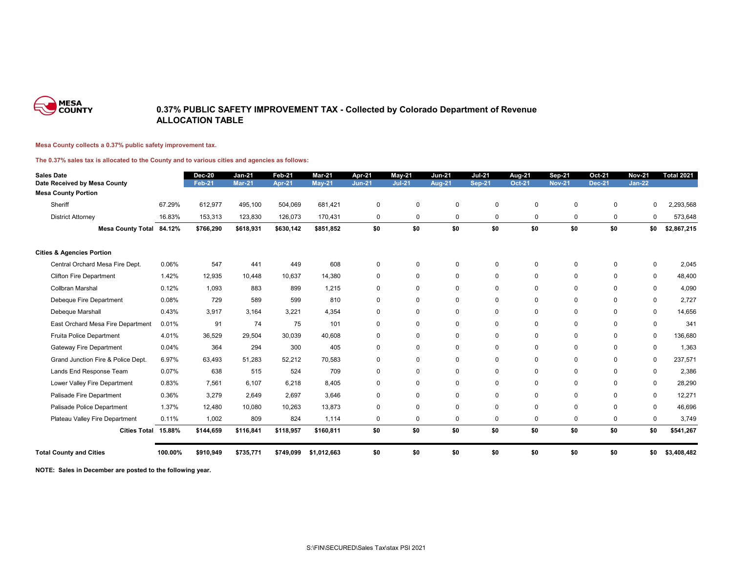MESA COUNTY

# 0.37% PUBLIC SAFETY IMPROVEMENT TAX - Collected by Colorado Department of Revenue
## ALLOCATION TABLE

**Mesa County collects a 0.37% public safety improvement tax.**

**The 0.37% sales tax is allocated to the County and to various cities and agencies as follows:**

| Sales Date | | Dec-20 | Jan-21 | Feb-21 | Mar-21 | Apr-21 | May-21 | Jun-21 | Jul-21 | Aug-21 | Sep-21 | Oct-21 | Nov-21 | Total 2021 |
|---|---|---|---|---|---|---|---|---|---|---|---|---|---|---|
| Date Received by Mesa County | | Feb-21 | Mar-21 | Apr-21 | May-21 | Jun-21 | Jul-21 | Aug-21 | Sep-21 | Oct-21 | Nov-21 | Dec-21 | Jan-22 | |
| **Mesa County Portion** | | | | | | | | | | | | | | |
| Sheriff | 67.29% | 612,977 | 495,100 | 504,069 | 681,421 | 0 | 0 | 0 | 0 | 0 | 0 | 0 | 0 | 2,293,568 |
| District Attorney | 16.83% | 153,313 | 123,830 | 126,073 | 170,431 | 0 | 0 | 0 | 0 | 0 | 0 | 0 | 0 | 573,648 |
| **Mesa County Total** | **84.12%** | **$766,290** | **$618,931** | **$630,142** | **$851,852** | **$0** | **$0** | **$0** | **$0** | **$0** | **$0** | **$0** | **$0** | **$2,867,215** |
| **Cities & Agencies Portion** | | | | | | | | | | | | | | |
| Central Orchard Mesa Fire Dept. | 0.06% | 547 | 441 | 449 | 608 | 0 | 0 | 0 | 0 | 0 | 0 | 0 | 0 | 2,045 |
| Clifton Fire Department | 1.42% | 12,935 | 10,448 | 10,637 | 14,380 | 0 | 0 | 0 | 0 | 0 | 0 | 0 | 0 | 48,400 |
| Collbran Marshal | 0.12% | 1,093 | 883 | 899 | 1,215 | 0 | 0 | 0 | 0 | 0 | 0 | 0 | 0 | 4,090 |
| Debeque Fire Department | 0.08% | 729 | 589 | 599 | 810 | 0 | 0 | 0 | 0 | 0 | 0 | 0 | 0 | 2,727 |
| Debeque Marshall | 0.43% | 3,917 | 3,164 | 3,221 | 4,354 | 0 | 0 | 0 | 0 | 0 | 0 | 0 | 0 | 14,656 |
| East Orchard Mesa Fire Department | 0.01% | 91 | 74 | 75 | 101 | 0 | 0 | 0 | 0 | 0 | 0 | 0 | 0 | 341 |
| Fruita Police Department | 4.01% | 36,529 | 29,504 | 30,039 | 40,608 | 0 | 0 | 0 | 0 | 0 | 0 | 0 | 0 | 136,680 |
| Gateway Fire Department | 0.04% | 364 | 294 | 300 | 405 | 0 | 0 | 0 | 0 | 0 | 0 | 0 | 0 | 1,363 |
| Grand Junction Fire & Police Dept. | 6.97% | 63,493 | 51,283 | 52,212 | 70,583 | 0 | 0 | 0 | 0 | 0 | 0 | 0 | 0 | 237,571 |
| Lands End Response Team | 0.07% | 638 | 515 | 524 | 709 | 0 | 0 | 0 | 0 | 0 | 0 | 0 | 0 | 2,386 |
| Lower Valley Fire Department | 0.83% | 7,561 | 6,107 | 6,218 | 8,405 | 0 | 0 | 0 | 0 | 0 | 0 | 0 | 0 | 28,290 |
| Palisade Fire Department | 0.36% | 3,279 | 2,649 | 2,697 | 3,646 | 0 | 0 | 0 | 0 | 0 | 0 | 0 | 0 | 12,271 |
| Palisade Police Department | 1.37% | 12,480 | 10,080 | 10,263 | 13,873 | 0 | 0 | 0 | 0 | 0 | 0 | 0 | 0 | 46,696 |
| Plateau Valley Fire Department | 0.11% | 1,002 | 809 | 824 | 1,114 | 0 | 0 | 0 | 0 | 0 | 0 | 0 | 0 | 3,749 |
| **Cities Total** | **15.88%** | **$144,659** | **$116,841** | **$118,957** | **$160,811** | **$0** | **$0** | **$0** | **$0** | **$0** | **$0** | **$0** | **$0** | **$541,267** |
| **Total County and Cities** | **100.00%** | **$910,949** | **$735,771** | **$749,099** | **$1,012,663** | **$0** | **$0** | **$0** | **$0** | **$0** | **$0** | **$0** | **$0** | **$3,408,482** |

**NOTE: Sales in December are posted to the following year.**

S:\FIN\SECURED\Sales Tax\stax PSI 2021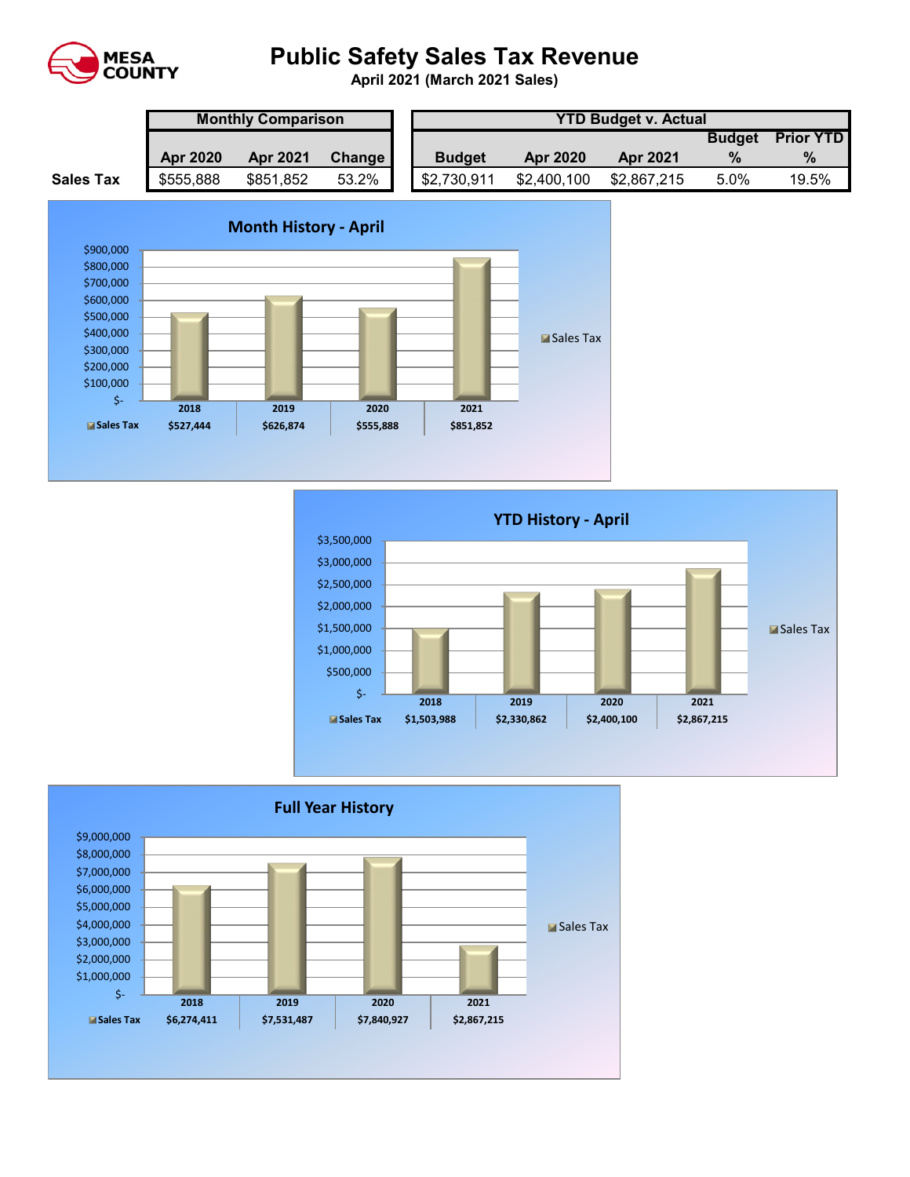MESA COUNTY

# Public Safety Sales Tax Revenue

**April 2021 (March 2021 Sales)**

| | Monthly Comparison | | | YTD Budget v. Actual | | | | |
|---|---|---|---|---|---|---|---|---|
| | Apr 2020 | Apr 2021 | Change | Budget | Apr 2020 | Apr 2021 | Budget % | Prior YTD % |
| **Sales Tax** | $555,888 | $851,852 | 53.2% | $2,730,911 | $2,400,100 | $2,867,215 | 5.0% | 19.5% |

## Month History - April

| | 2018 | 2019 | 2020 | 2021 |
|---|---|---|---|---|
| Sales Tax | $527,444 | $626,874 | $555,888 | $851,852 |

## YTD History - April

| | 2018 | 2019 | 2020 | 2021 |
|---|---|---|---|---|
| Sales Tax | $1,503,988 | $2,330,862 | $2,400,100 | $2,867,215 |

## Full Year History

| | 2018 | 2019 | 2020 | 2021 |
|---|---|---|---|---|
| Sales Tax | $6,274,411 | $7,531,487 | $7,840,927 | $2,867,215 |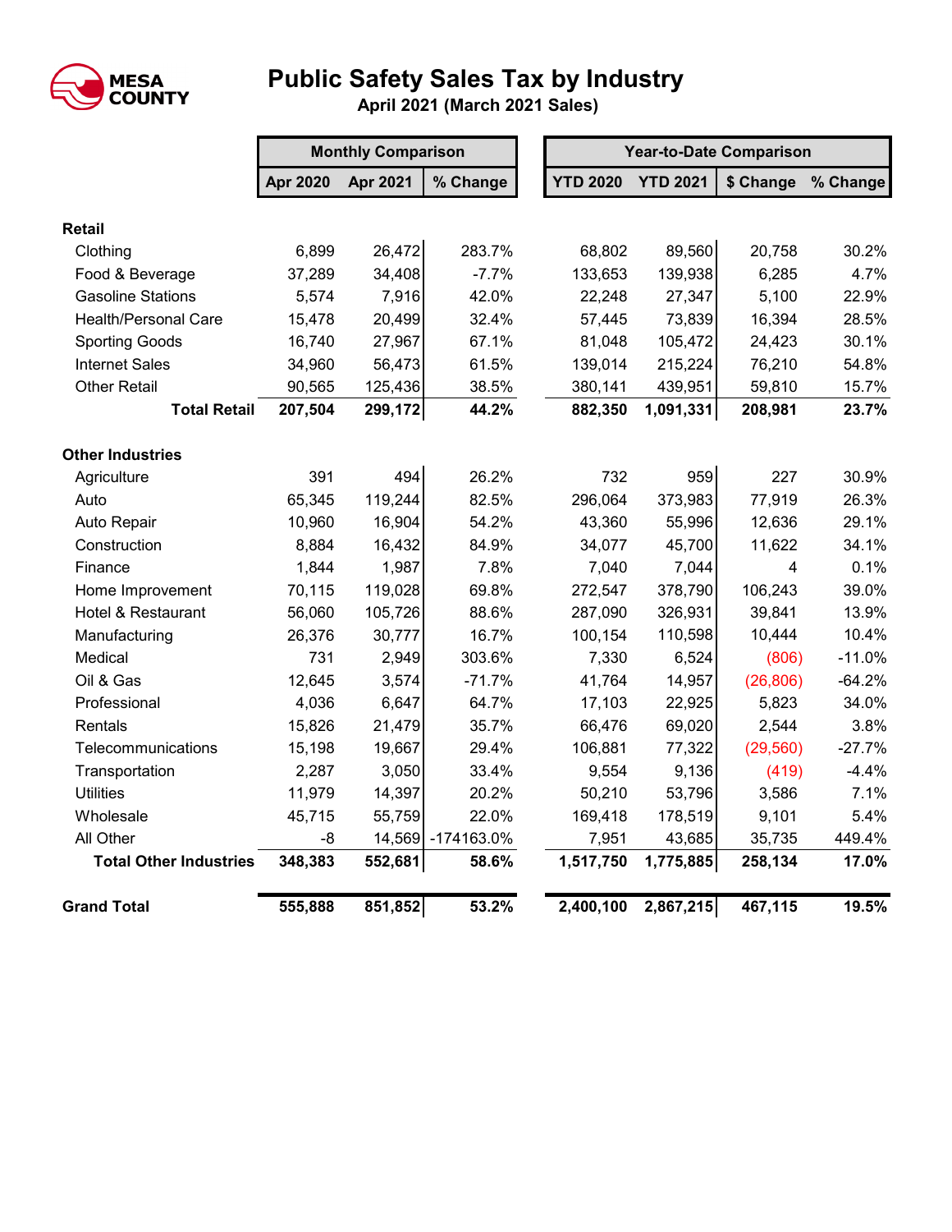MESA COUNTY

# Public Safety Sales Tax by Industry

**April 2021 (March 2021 Sales)**

| | Monthly Comparison | | | Year-to-Date Comparison | | | |
|---|---|---|---|---|---|---|---|
| | Apr 2020 | Apr 2021 | % Change | YTD 2020 | YTD 2021 | $ Change | % Change |
| **Retail** | | | | | | | |
| Clothing | 6,899 | 26,472 | 283.7% | 68,802 | 89,560 | 20,758 | 30.2% |
| Food & Beverage | 37,289 | 34,408 | -7.7% | 133,653 | 139,938 | 6,285 | 4.7% |
| Gasoline Stations | 5,574 | 7,916 | 42.0% | 22,248 | 27,347 | 5,100 | 22.9% |
| Health/Personal Care | 15,478 | 20,499 | 32.4% | 57,445 | 73,839 | 16,394 | 28.5% |
| Sporting Goods | 16,740 | 27,967 | 67.1% | 81,048 | 105,472 | 24,423 | 30.1% |
| Internet Sales | 34,960 | 56,473 | 61.5% | 139,014 | 215,224 | 76,210 | 54.8% |
| Other Retail | 90,565 | 125,436 | 38.5% | 380,141 | 439,951 | 59,810 | 15.7% |
| **Total Retail** | **207,504** | **299,172** | **44.2%** | **882,350** | **1,091,331** | **208,981** | **23.7%** |
| **Other Industries** | | | | | | | |
| Agriculture | 391 | 494 | 26.2% | 732 | 959 | 227 | 30.9% |
| Auto | 65,345 | 119,244 | 82.5% | 296,064 | 373,983 | 77,919 | 26.3% |
| Auto Repair | 10,960 | 16,904 | 54.2% | 43,360 | 55,996 | 12,636 | 29.1% |
| Construction | 8,884 | 16,432 | 84.9% | 34,077 | 45,700 | 11,622 | 34.1% |
| Finance | 1,844 | 1,987 | 7.8% | 7,040 | 7,044 | 4 | 0.1% |
| Home Improvement | 70,115 | 119,028 | 69.8% | 272,547 | 378,790 | 106,243 | 39.0% |
| Hotel & Restaurant | 56,060 | 105,726 | 88.6% | 287,090 | 326,931 | 39,841 | 13.9% |
| Manufacturing | 26,376 | 30,777 | 16.7% | 100,154 | 110,598 | 10,444 | 10.4% |
| Medical | 731 | 2,949 | 303.6% | 7,330 | 6,524 | (806) | -11.0% |
| Oil & Gas | 12,645 | 3,574 | -71.7% | 41,764 | 14,957 | (26,806) | -64.2% |
| Professional | 4,036 | 6,647 | 64.7% | 17,103 | 22,925 | 5,823 | 34.0% |
| Rentals | 15,826 | 21,479 | 35.7% | 66,476 | 69,020 | 2,544 | 3.8% |
| Telecommunications | 15,198 | 19,667 | 29.4% | 106,881 | 77,322 | (29,560) | -27.7% |
| Transportation | 2,287 | 3,050 | 33.4% | 9,554 | 9,136 | (419) | -4.4% |
| Utilities | 11,979 | 14,397 | 20.2% | 50,210 | 53,796 | 3,586 | 7.1% |
| Wholesale | 45,715 | 55,759 | 22.0% | 169,418 | 178,519 | 9,101 | 5.4% |
| All Other | -8 | 14,569 | -174163.0% | 7,951 | 43,685 | 35,735 | 449.4% |
| **Total Other Industries** | **348,383** | **552,681** | **58.6%** | **1,517,750** | **1,775,885** | **258,134** | **17.0%** |
| **Grand Total** | **555,888** | **851,852** | **53.2%** | **2,400,100** | **2,867,215** | **467,115** | **19.5%** |